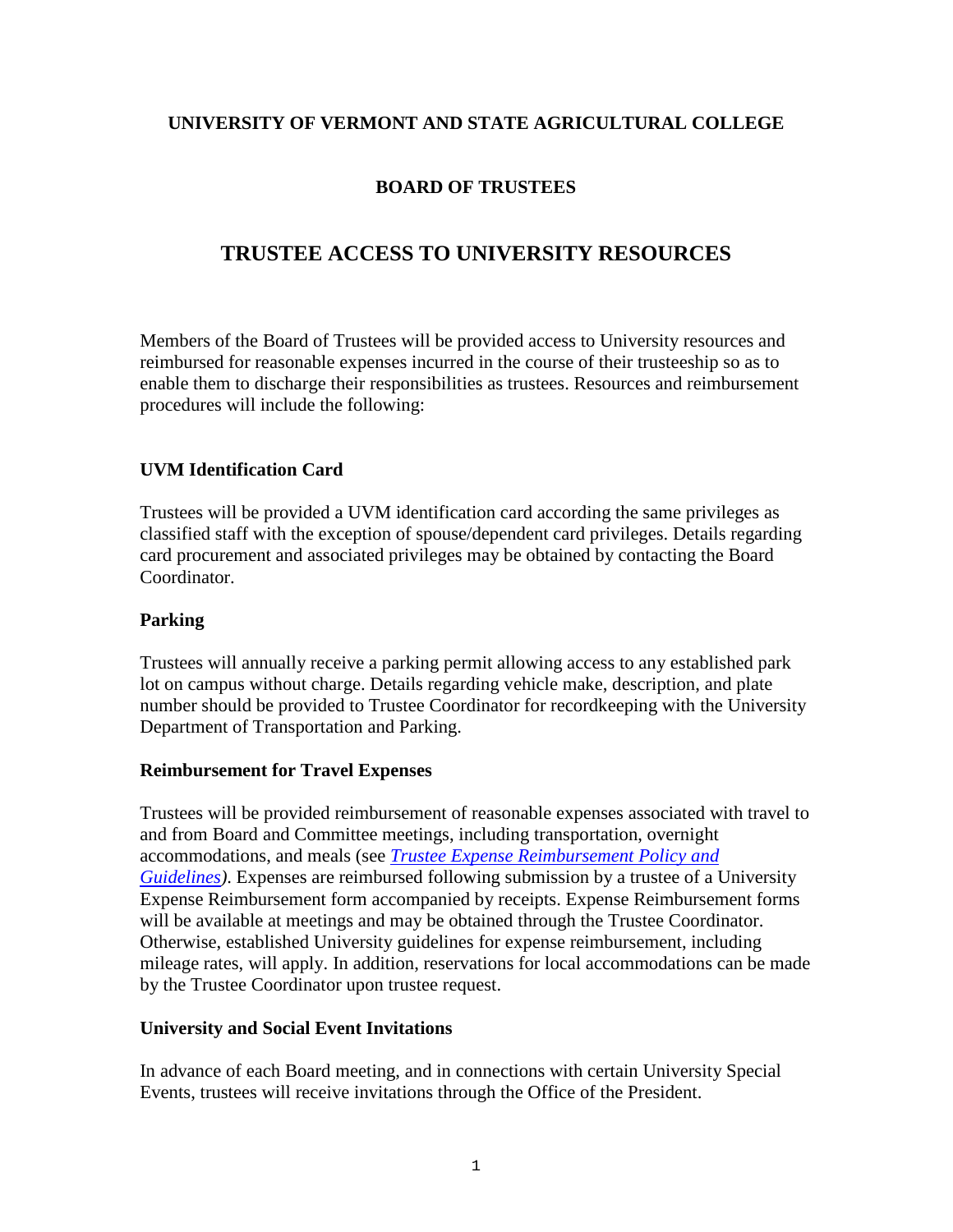**UNIVERSITY OF VERMONT AND STATE AGRICULTURAL COLLEGE**

**BOARD OF TRUSTEES**

# TRUSTEE ACCESS TO UNIVERSITY RESOURCES

Members of the Board of Trustees will be provided access to University resources and reimbursed for reasonable expenses incurred in the course of their trusteeship so as to enable them to discharge their responsibilities as trustees. Resources and reimbursement procedures will include the following:

### UVM Identification Card

Trustees will be provided a UVM identification card according the same privileges as classified staff with the exception of spouse/dependent card privileges. Details regarding card procurement and associated privileges may be obtained by contacting the Board Coordinator.

### Parking

Trustees will annually receive a parking permit allowing access to any established park lot on campus without charge. Details regarding vehicle make, description, and plate number should be provided to Trustee Coordinator for recordkeeping with the University Department of Transportation and Parking.

### Reimbursement for Travel Expenses

Trustees will be provided reimbursement of reasonable expenses associated with travel to and from Board and Committee meetings, including transportation, overnight accommodations, and meals (see *Trustee Expense Reimbursement Policy and Guidelines)*. Expenses are reimbursed following submission by a trustee of a University Expense Reimbursement form accompanied by receipts. Expense Reimbursement forms will be available at meetings and may be obtained through the Trustee Coordinator. Otherwise, established University guidelines for expense reimbursement, including mileage rates, will apply. In addition, reservations for local accommodations can be made by the Trustee Coordinator upon trustee request.

### University and Social Event Invitations

In advance of each Board meeting, and in connections with certain University Special Events, trustees will receive invitations through the Office of the President.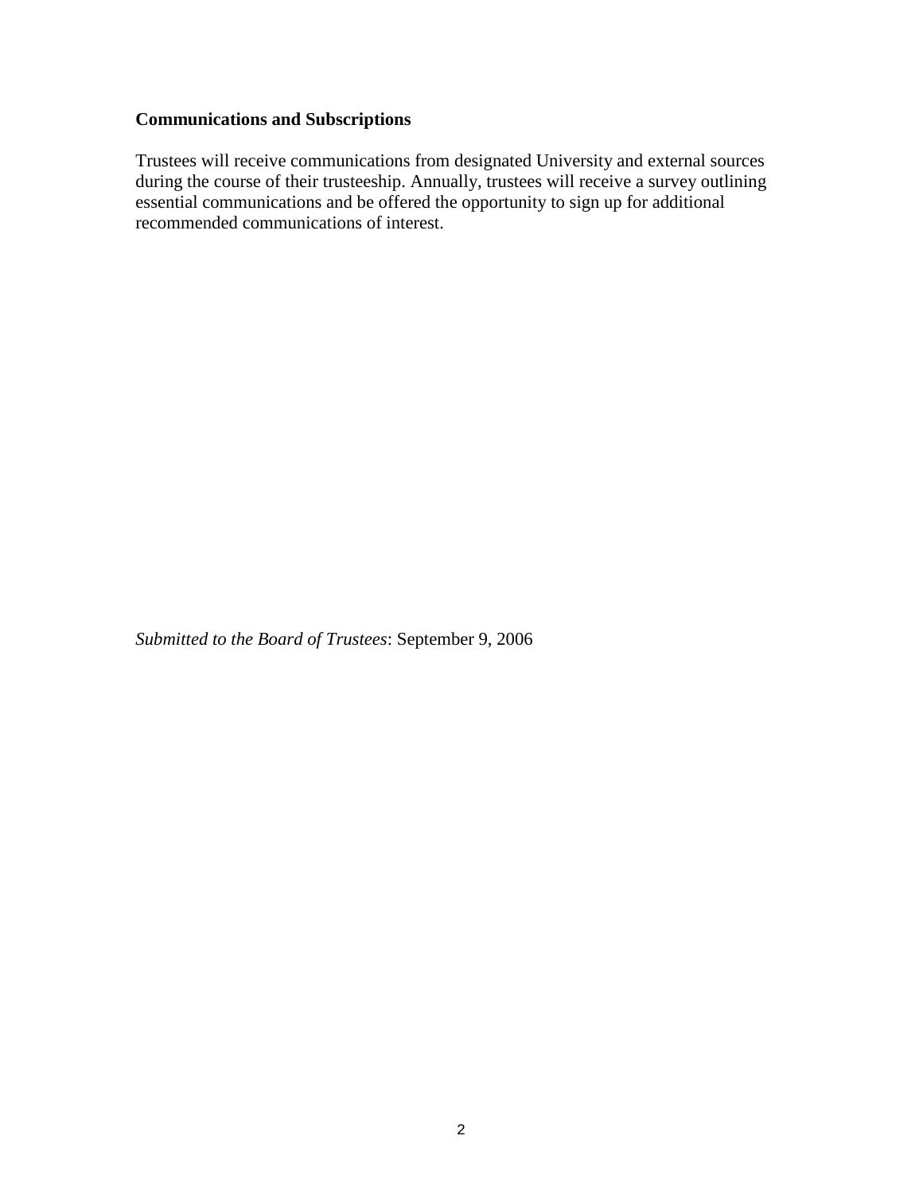**Communications and Subscriptions**

Trustees will receive communications from designated University and external sources during the course of their trusteeship. Annually, trustees will receive a survey outlining essential communications and be offered the opportunity to sign up for additional recommended communications of interest.

*Submitted to the Board of Trustees*: September 9, 2006